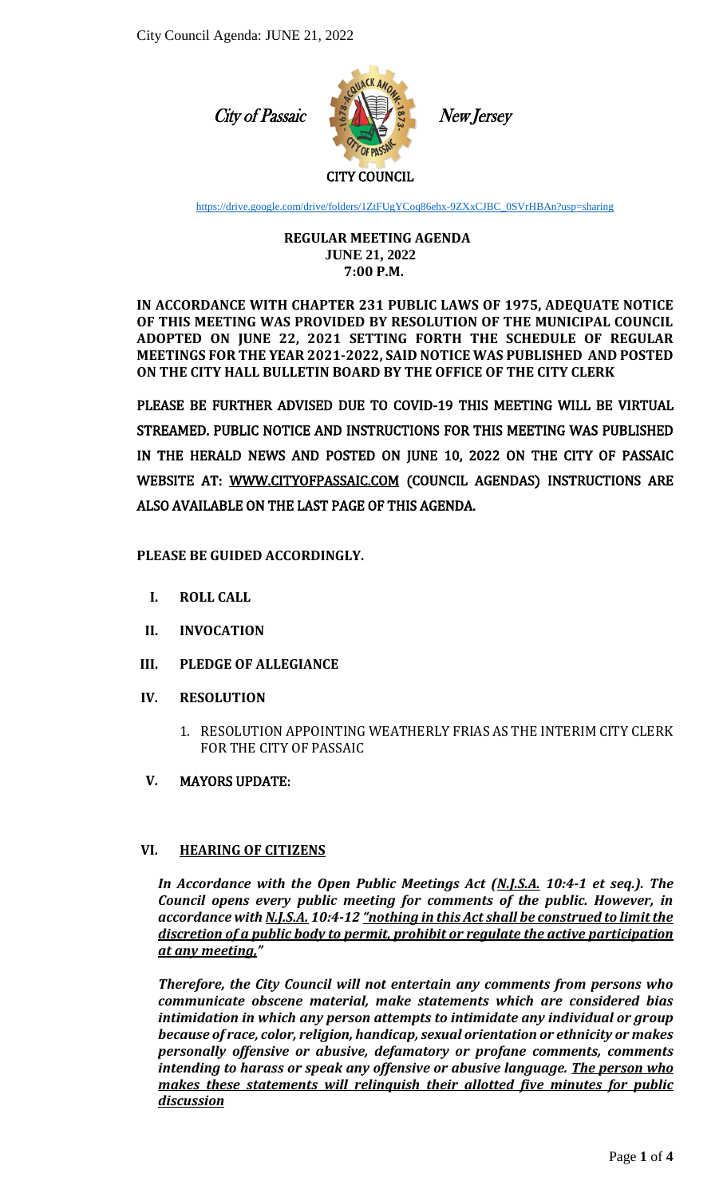City of Passaic New Jersey

CITY COUNCIL

https://drive.google.com/drive/folders/1ZtFUgYCoq86ehx-9ZXxCJBC_0SVrHBAn?usp=sharing

**REGULAR MEETING AGENDA**
**JUNE 21, 2022**
**7:00 P.M.**

**IN ACCORDANCE WITH CHAPTER 231 PUBLIC LAWS OF 1975, ADEQUATE NOTICE OF THIS MEETING WAS PROVIDED BY RESOLUTION OF THE MUNICIPAL COUNCIL ADOPTED ON JUNE 22, 2021 SETTING FORTH THE SCHEDULE OF REGULAR MEETINGS FOR THE YEAR 2021-2022, SAID NOTICE WAS PUBLISHED AND POSTED ON THE CITY HALL BULLETIN BOARD BY THE OFFICE OF THE CITY CLERK**

PLEASE BE FURTHER ADVISED DUE TO COVID-19 THIS MEETING WILL BE VIRTUAL STREAMED. PUBLIC NOTICE AND INSTRUCTIONS FOR THIS MEETING WAS PUBLISHED IN THE HERALD NEWS AND POSTED ON JUNE 10, 2022 ON THE CITY OF PASSAIC WEBSITE AT: WWW.CITYOFPASSAIC.COM (COUNCIL AGENDAS) INSTRUCTIONS ARE ALSO AVAILABLE ON THE LAST PAGE OF THIS AGENDA.

**PLEASE BE GUIDED ACCORDINGLY.**

I. **ROLL CALL**

II. **INVOCATION**

III. **PLEDGE OF ALLEGIANCE**

IV. **RESOLUTION**

1. RESOLUTION APPOINTING WEATHERLY FRIAS AS THE INTERIM CITY CLERK FOR THE CITY OF PASSAIC

V. **MAYORS UPDATE:**

VI. **HEARING OF CITIZENS**

***In Accordance with the Open Public Meetings Act (N.J.S.A. 10:4-1 et seq.). The Council opens every public meeting for comments of the public. However, in accordance with N.J.S.A. 10:4-12 "nothing in this Act shall be construed to limit the discretion of a public body to permit, prohibit or regulate the active participation at any meeting,"***

***Therefore, the City Council will not entertain any comments from persons who communicate obscene material, make statements which are considered bias intimidation in which any person attempts to intimidate any individual or group because of race, color, religion, handicap, sexual orientation or ethnicity or makes personally offensive or abusive, defamatory or profane comments, comments intending to harass or speak any offensive or abusive language. The person who makes these statements will relinquish their allotted five minutes for public discussion***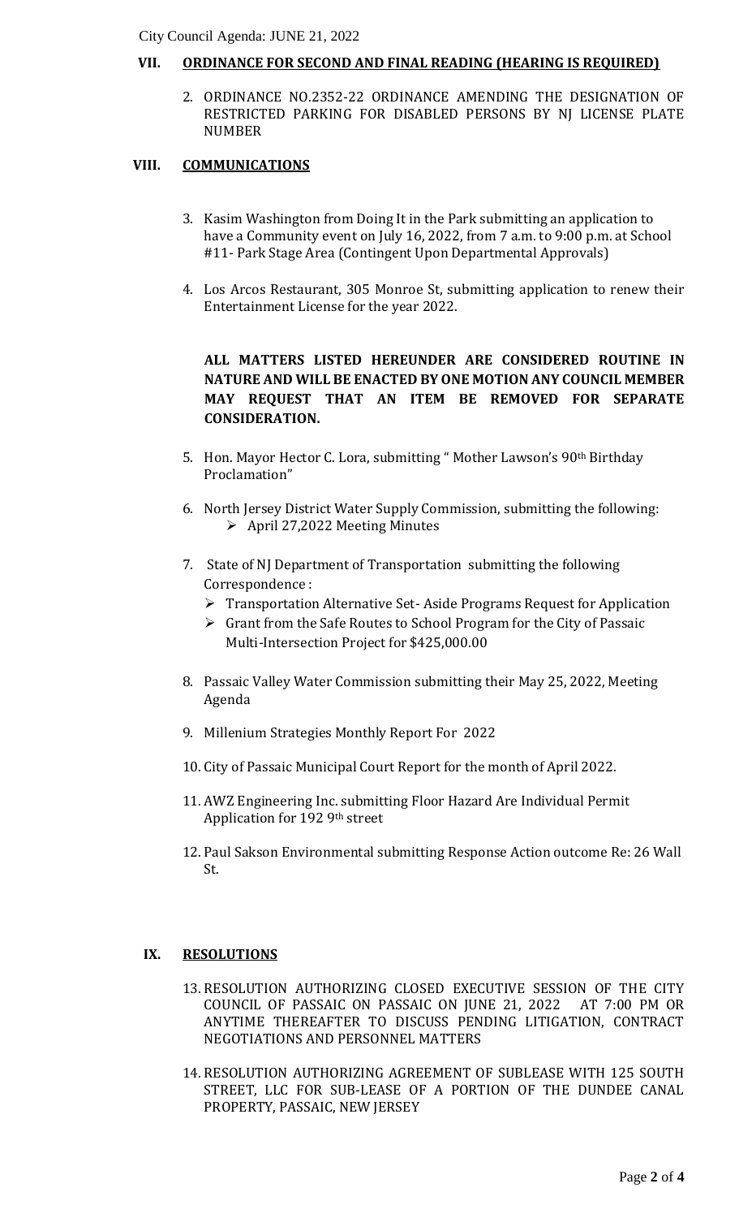## VII. ORDINANCE FOR SECOND AND FINAL READING (HEARING IS REQUIRED)

2. ORDINANCE NO.2352-22 ORDINANCE AMENDING THE DESIGNATION OF RESTRICTED PARKING FOR DISABLED PERSONS BY NJ LICENSE PLATE NUMBER

## VIII. COMMUNICATIONS

3. Kasim Washington from Doing It in the Park submitting an application to have a Community event on July 16, 2022, from 7 a.m. to 9:00 p.m. at School #11- Park Stage Area (Contingent Upon Departmental Approvals)

4. Los Arcos Restaurant, 305 Monroe St, submitting application to renew their Entertainment License for the year 2022.

**ALL MATTERS LISTED HEREUNDER ARE CONSIDERED ROUTINE IN NATURE AND WILL BE ENACTED BY ONE MOTION ANY COUNCIL MEMBER MAY REQUEST THAT AN ITEM BE REMOVED FOR SEPARATE CONSIDERATION.**

5. Hon. Mayor Hector C. Lora, submitting " Mother Lawson's 90th Birthday Proclamation"

6. North Jersey District Water Supply Commission, submitting the following:
   - April 27,2022 Meeting Minutes

7. State of NJ Department of Transportation submitting the following Correspondence :
   - Transportation Alternative Set- Aside Programs Request for Application
   - Grant from the Safe Routes to School Program for the City of Passaic Multi-Intersection Project for $425,000.00

8. Passaic Valley Water Commission submitting their May 25, 2022, Meeting Agenda

9. Millenium Strategies Monthly Report For 2022

10. City of Passaic Municipal Court Report for the month of April 2022.

11. AWZ Engineering Inc. submitting Floor Hazard Are Individual Permit Application for 192 9th street

12. Paul Sakson Environmental submitting Response Action outcome Re: 26 Wall St.

## IX. RESOLUTIONS

13. RESOLUTION AUTHORIZING CLOSED EXECUTIVE SESSION OF THE CITY COUNCIL OF PASSAIC ON PASSAIC ON JUNE 21, 2022 AT 7:00 PM OR ANYTIME THEREAFTER TO DISCUSS PENDING LITIGATION, CONTRACT NEGOTIATIONS AND PERSONNEL MATTERS

14. RESOLUTION AUTHORIZING AGREEMENT OF SUBLEASE WITH 125 SOUTH STREET, LLC FOR SUB-LEASE OF A PORTION OF THE DUNDEE CANAL PROPERTY, PASSAIC, NEW JERSEY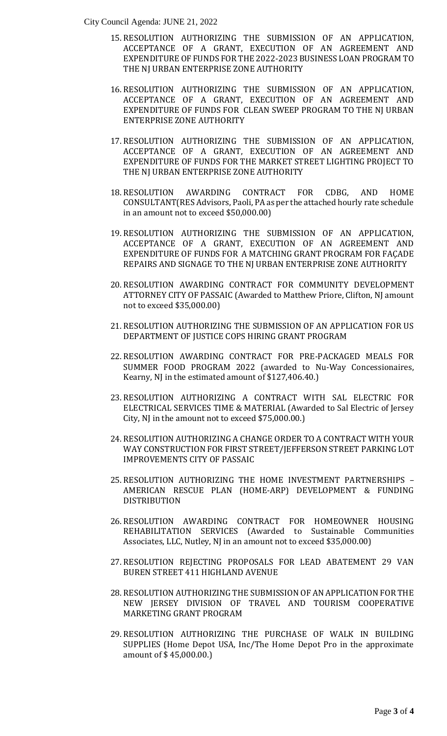15. RESOLUTION AUTHORIZING THE SUBMISSION OF AN APPLICATION, ACCEPTANCE OF A GRANT, EXECUTION OF AN AGREEMENT AND EXPENDITURE OF FUNDS FOR THE 2022-2023 BUSINESS LOAN PROGRAM TO THE NJ URBAN ENTERPRISE ZONE AUTHORITY

16. RESOLUTION AUTHORIZING THE SUBMISSION OF AN APPLICATION, ACCEPTANCE OF A GRANT, EXECUTION OF AN AGREEMENT AND EXPENDITURE OF FUNDS FOR CLEAN SWEEP PROGRAM TO THE NJ URBAN ENTERPRISE ZONE AUTHORITY

17. RESOLUTION AUTHORIZING THE SUBMISSION OF AN APPLICATION, ACCEPTANCE OF A GRANT, EXECUTION OF AN AGREEMENT AND EXPENDITURE OF FUNDS FOR THE MARKET STREET LIGHTING PROJECT TO THE NJ URBAN ENTERPRISE ZONE AUTHORITY

18. RESOLUTION AWARDING CONTRACT FOR CDBG, AND HOME CONSULTANT(RES Advisors, Paoli, PA as per the attached hourly rate schedule in an amount not to exceed $50,000.00)

19. RESOLUTION AUTHORIZING THE SUBMISSION OF AN APPLICATION, ACCEPTANCE OF A GRANT, EXECUTION OF AN AGREEMENT AND EXPENDITURE OF FUNDS FOR A MATCHING GRANT PROGRAM FOR FAÇADE REPAIRS AND SIGNAGE TO THE NJ URBAN ENTERPRISE ZONE AUTHORITY

20. RESOLUTION AWARDING CONTRACT FOR COMMUNITY DEVELOPMENT ATTORNEY CITY OF PASSAIC (Awarded to Matthew Priore, Clifton, NJ amount not to exceed $35,000.00)

21. RESOLUTION AUTHORIZING THE SUBMISSION OF AN APPLICATION FOR US DEPARTMENT OF JUSTICE COPS HIRING GRANT PROGRAM

22. RESOLUTION AWARDING CONTRACT FOR PRE-PACKAGED MEALS FOR SUMMER FOOD PROGRAM 2022 (awarded to Nu-Way Concessionaires, Kearny, NJ in the estimated amount of $127,406.40.)

23. RESOLUTION AUTHORIZING A CONTRACT WITH SAL ELECTRIC FOR ELECTRICAL SERVICES TIME & MATERIAL (Awarded to Sal Electric of Jersey City, NJ in the amount not to exceed $75,000.00.)

24. RESOLUTION AUTHORIZING A CHANGE ORDER TO A CONTRACT WITH YOUR WAY CONSTRUCTION FOR FIRST STREET/JEFFERSON STREET PARKING LOT IMPROVEMENTS CITY OF PASSAIC

25. RESOLUTION AUTHORIZING THE HOME INVESTMENT PARTNERSHIPS – AMERICAN RESCUE PLAN (HOME-ARP) DEVELOPMENT & FUNDING DISTRIBUTION

26. RESOLUTION AWARDING CONTRACT FOR HOMEOWNER HOUSING REHABILITATION SERVICES (Awarded to Sustainable Communities Associates, LLC, Nutley, NJ in an amount not to exceed $35,000.00)

27. RESOLUTION REJECTING PROPOSALS FOR LEAD ABATEMENT 29 VAN BUREN STREET 411 HIGHLAND AVENUE

28. RESOLUTION AUTHORIZING THE SUBMISSION OF AN APPLICATION FOR THE NEW JERSEY DIVISION OF TRAVEL AND TOURISM COOPERATIVE MARKETING GRANT PROGRAM

29. RESOLUTION AUTHORIZING THE PURCHASE OF WALK IN BUILDING SUPPLIES (Home Depot USA, Inc/The Home Depot Pro in the approximate amount of $ 45,000.00.)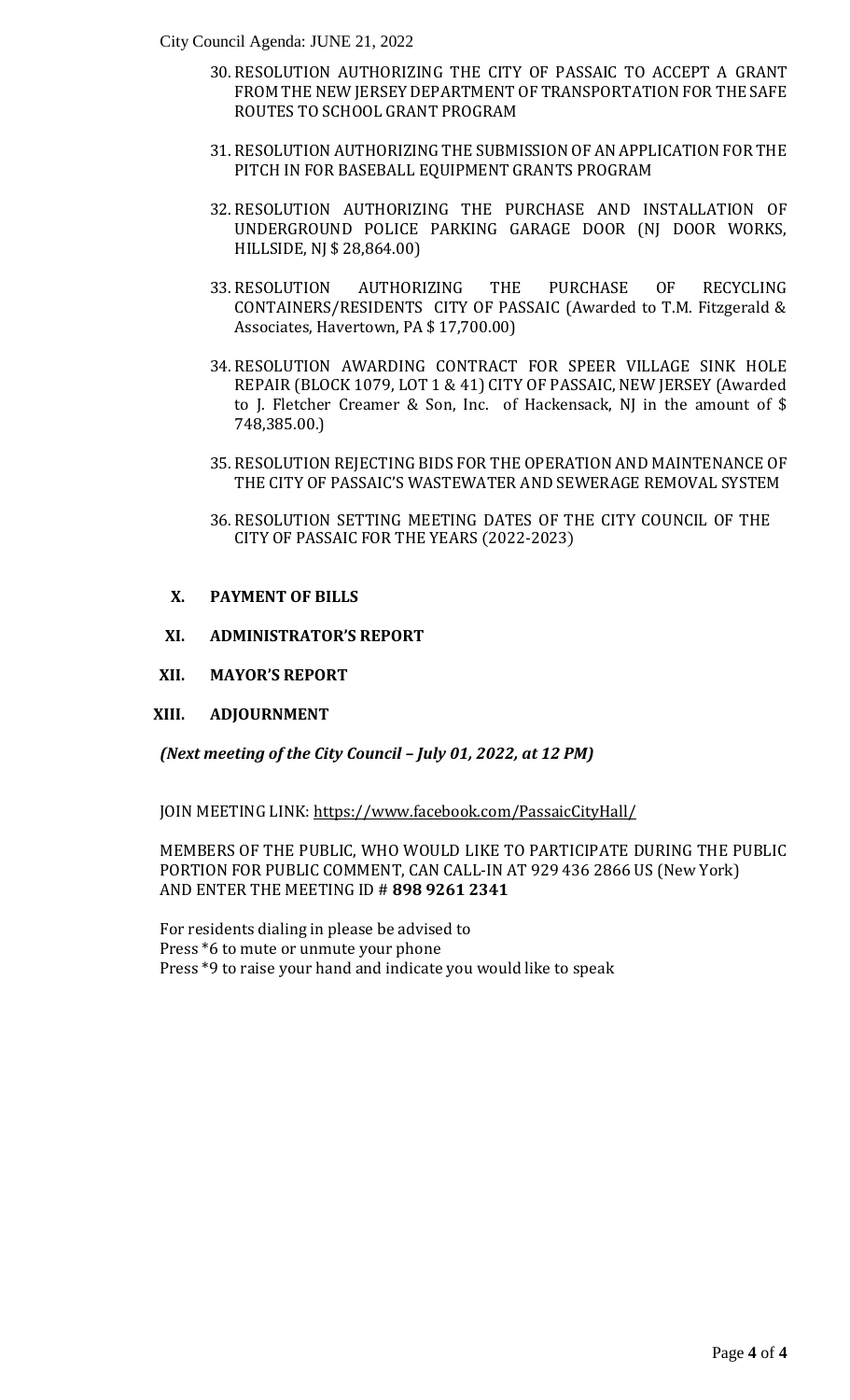30. RESOLUTION AUTHORIZING THE CITY OF PASSAIC TO ACCEPT A GRANT FROM THE NEW JERSEY DEPARTMENT OF TRANSPORTATION FOR THE SAFE ROUTES TO SCHOOL GRANT PROGRAM

31. RESOLUTION AUTHORIZING THE SUBMISSION OF AN APPLICATION FOR THE PITCH IN FOR BASEBALL EQUIPMENT GRANTS PROGRAM

32. RESOLUTION AUTHORIZING THE PURCHASE AND INSTALLATION OF UNDERGROUND POLICE PARKING GARAGE DOOR (NJ DOOR WORKS, HILLSIDE, NJ $ 28,864.00)

33. RESOLUTION AUTHORIZING THE PURCHASE OF RECYCLING CONTAINERS/RESIDENTS CITY OF PASSAIC (Awarded to T.M. Fitzgerald & Associates, Havertown, PA $ 17,700.00)

34. RESOLUTION AWARDING CONTRACT FOR SPEER VILLAGE SINK HOLE REPAIR (BLOCK 1079, LOT 1 & 41) CITY OF PASSAIC, NEW JERSEY (Awarded to J. Fletcher Creamer & Son, Inc. of Hackensack, NJ in the amount of $ 748,385.00.)

35. RESOLUTION REJECTING BIDS FOR THE OPERATION AND MAINTENANCE OF THE CITY OF PASSAIC'S WASTEWATER AND SEWERAGE REMOVAL SYSTEM

36. RESOLUTION SETTING MEETING DATES OF THE CITY COUNCIL OF THE CITY OF PASSAIC FOR THE YEARS (2022-2023)

**X. PAYMENT OF BILLS**

**XI. ADMINISTRATOR'S REPORT**

**XII. MAYOR'S REPORT**

**XIII. ADJOURNMENT**

***(Next meeting of the City Council – July 01, 2022, at 12 PM)***

JOIN MEETING LINK: https://www.facebook.com/PassaicCityHall/

MEMBERS OF THE PUBLIC, WHO WOULD LIKE TO PARTICIPATE DURING THE PUBLIC PORTION FOR PUBLIC COMMENT, CAN CALL-IN AT 929 436 2866 US (New York) AND ENTER THE MEETING ID # **898 9261 2341**

For residents dialing in please be advised to
Press *6 to mute or unmute your phone
Press *9 to raise your hand and indicate you would like to speak